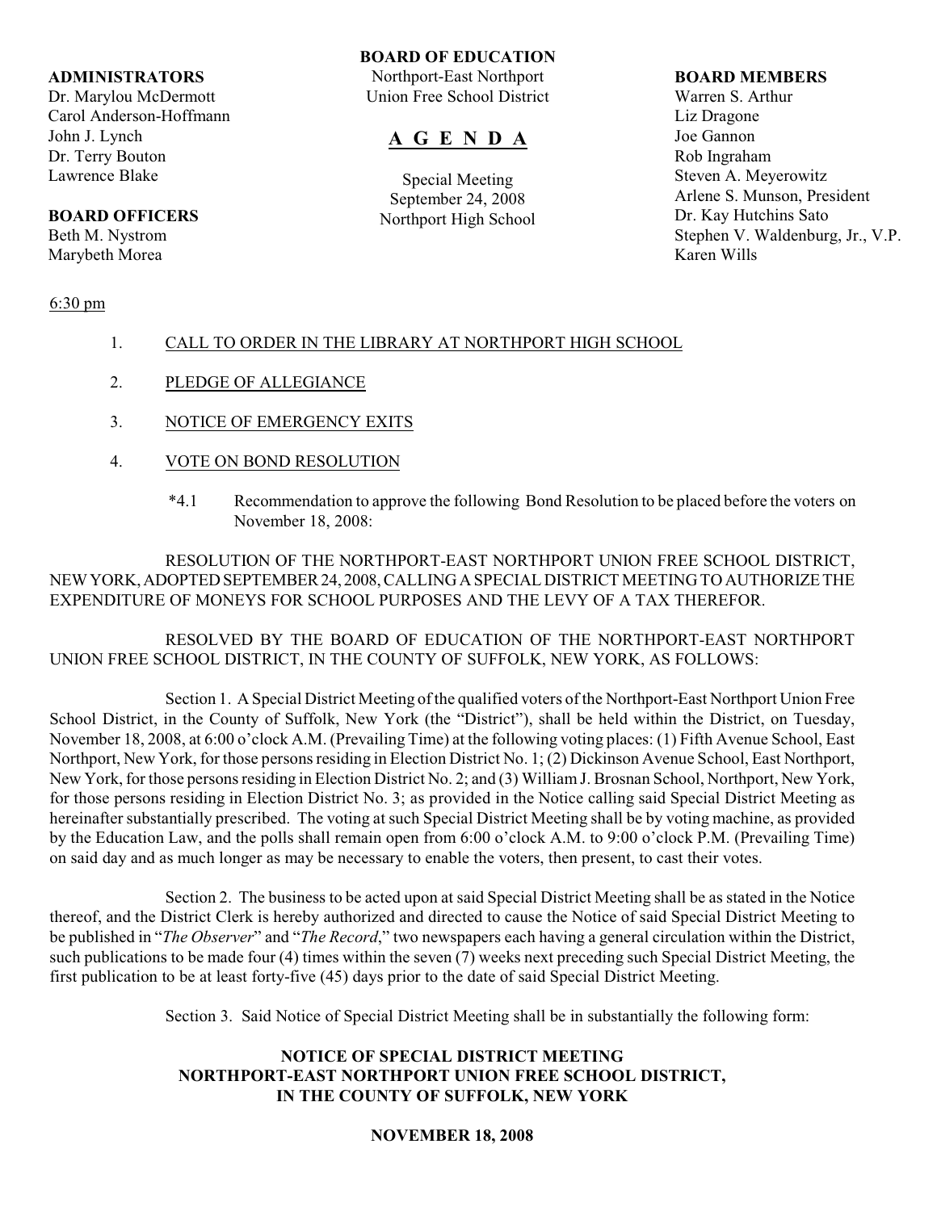**ADMINISTRATORS**
Dr. Marylou McDermott
Carol Anderson-Hoffmann
John J. Lynch
Dr. Terry Bouton
Lawrence Blake

**BOARD OFFICERS**
Beth M. Nystrom
Marybeth Morea

**BOARD OF EDUCATION**
Northport-East Northport
Union Free School District

# A G E N D A

Special Meeting
September 24, 2008
Northport High School

**BOARD MEMBERS**
Warren S. Arthur
Liz Dragone
Joe Gannon
Rob Ingraham
Steven A. Meyerowitz
Arlene S. Munson, President
Dr. Kay Hutchins Sato
Stephen V. Waldenburg, Jr., V.P.
Karen Wills

6:30 pm

1. CALL TO ORDER IN THE LIBRARY AT NORTHPORT HIGH SCHOOL

2. PLEDGE OF ALLEGIANCE

3. NOTICE OF EMERGENCY EXITS

4. VOTE ON BOND RESOLUTION

   *4.1 Recommendation to approve the following Bond Resolution to be placed before the voters on November 18, 2008:

RESOLUTION OF THE NORTHPORT-EAST NORTHPORT UNION FREE SCHOOL DISTRICT, NEW YORK, ADOPTED SEPTEMBER 24, 2008, CALLING A SPECIAL DISTRICT MEETING TO AUTHORIZE THE EXPENDITURE OF MONEYS FOR SCHOOL PURPOSES AND THE LEVY OF A TAX THEREFOR.

RESOLVED BY THE BOARD OF EDUCATION OF THE NORTHPORT-EAST NORTHPORT UNION FREE SCHOOL DISTRICT, IN THE COUNTY OF SUFFOLK, NEW YORK, AS FOLLOWS:

Section 1. A Special District Meeting of the qualified voters of the Northport-East Northport Union Free School District, in the County of Suffolk, New York (the "District"), shall be held within the District, on Tuesday, November 18, 2008, at 6:00 o'clock A.M. (Prevailing Time) at the following voting places: (1) Fifth Avenue School, East Northport, New York, for those persons residing in Election District No. 1; (2) Dickinson Avenue School, East Northport, New York, for those persons residing in Election District No. 2; and (3) William J. Brosnan School, Northport, New York, for those persons residing in Election District No. 3; as provided in the Notice calling said Special District Meeting as hereinafter substantially prescribed. The voting at such Special District Meeting shall be by voting machine, as provided by the Education Law, and the polls shall remain open from 6:00 o'clock A.M. to 9:00 o'clock P.M. (Prevailing Time) on said day and as much longer as may be necessary to enable the voters, then present, to cast their votes.

Section 2. The business to be acted upon at said Special District Meeting shall be as stated in the Notice thereof, and the District Clerk is hereby authorized and directed to cause the Notice of said Special District Meeting to be published in "*The Observer*" and "*The Record*," two newspapers each having a general circulation within the District, such publications to be made four (4) times within the seven (7) weeks next preceding such Special District Meeting, the first publication to be at least forty-five (45) days prior to the date of said Special District Meeting.

Section 3. Said Notice of Special District Meeting shall be in substantially the following form:

**NOTICE OF SPECIAL DISTRICT MEETING**
**NORTHPORT-EAST NORTHPORT UNION FREE SCHOOL DISTRICT,**
**IN THE COUNTY OF SUFFOLK, NEW YORK**

**NOVEMBER 18, 2008**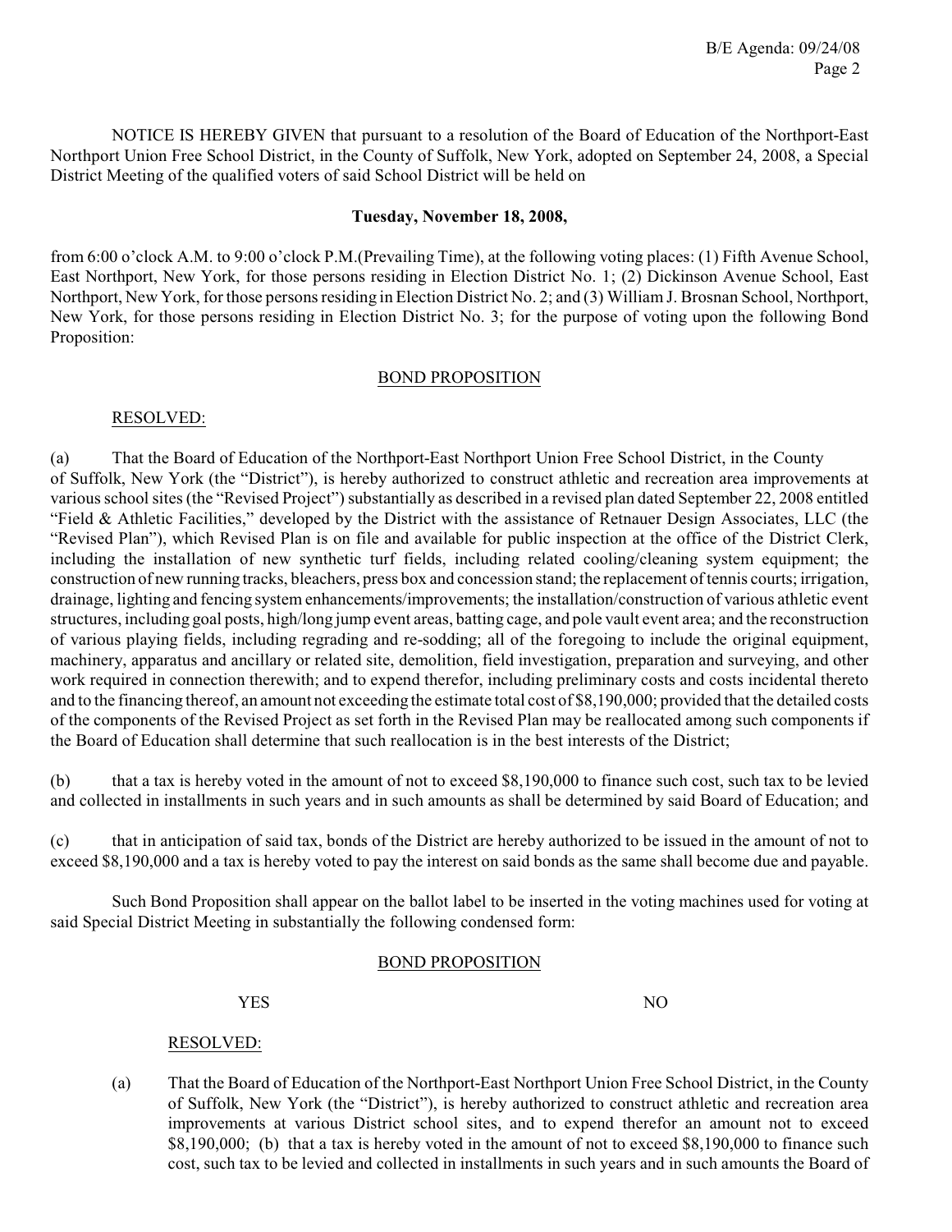NOTICE IS HEREBY GIVEN that pursuant to a resolution of the Board of Education of the Northport-East Northport Union Free School District, in the County of Suffolk, New York, adopted on September 24, 2008, a Special District Meeting of the qualified voters of said School District will be held on

**Tuesday, November 18, 2008,**

from 6:00 o'clock A.M. to 9:00 o'clock P.M.(Prevailing Time), at the following voting places: (1) Fifth Avenue School, East Northport, New York, for those persons residing in Election District No. 1; (2) Dickinson Avenue School, East Northport, New York, for those persons residing in Election District No. 2; and (3) William J. Brosnan School, Northport, New York, for those persons residing in Election District No. 3; for the purpose of voting upon the following Bond Proposition:

BOND PROPOSITION

RESOLVED:

(a) That the Board of Education of the Northport-East Northport Union Free School District, in the County of Suffolk, New York (the "District"), is hereby authorized to construct athletic and recreation area improvements at various school sites (the "Revised Project") substantially as described in a revised plan dated September 22, 2008 entitled "Field & Athletic Facilities," developed by the District with the assistance of Retnauer Design Associates, LLC (the "Revised Plan"), which Revised Plan is on file and available for public inspection at the office of the District Clerk, including the installation of new synthetic turf fields, including related cooling/cleaning system equipment; the construction of new running tracks, bleachers, press box and concession stand; the replacement of tennis courts; irrigation, drainage, lighting and fencing system enhancements/improvements; the installation/construction of various athletic event structures, including goal posts, high/long jump event areas, batting cage, and pole vault event area; and the reconstruction of various playing fields, including regrading and re-sodding; all of the foregoing to include the original equipment, machinery, apparatus and ancillary or related site, demolition, field investigation, preparation and surveying, and other work required in connection therewith; and to expend therefor, including preliminary costs and costs incidental thereto and to the financing thereof, an amount not exceeding the estimate total cost of $8,190,000; provided that the detailed costs of the components of the Revised Project as set forth in the Revised Plan may be reallocated among such components if the Board of Education shall determine that such reallocation is in the best interests of the District;

(b) that a tax is hereby voted in the amount of not to exceed $8,190,000 to finance such cost, such tax to be levied and collected in installments in such years and in such amounts as shall be determined by said Board of Education; and

(c) that in anticipation of said tax, bonds of the District are hereby authorized to be issued in the amount of not to exceed $8,190,000 and a tax is hereby voted to pay the interest on said bonds as the same shall become due and payable.

Such Bond Proposition shall appear on the ballot label to be inserted in the voting machines used for voting at said Special District Meeting in substantially the following condensed form:

BOND PROPOSITION

YES NO

RESOLVED:

(a) That the Board of Education of the Northport-East Northport Union Free School District, in the County of Suffolk, New York (the "District"), is hereby authorized to construct athletic and recreation area improvements at various District school sites, and to expend therefor an amount not to exceed $8,190,000; (b) that a tax is hereby voted in the amount of not to exceed $8,190,000 to finance such cost, such tax to be levied and collected in installments in such years and in such amounts the Board of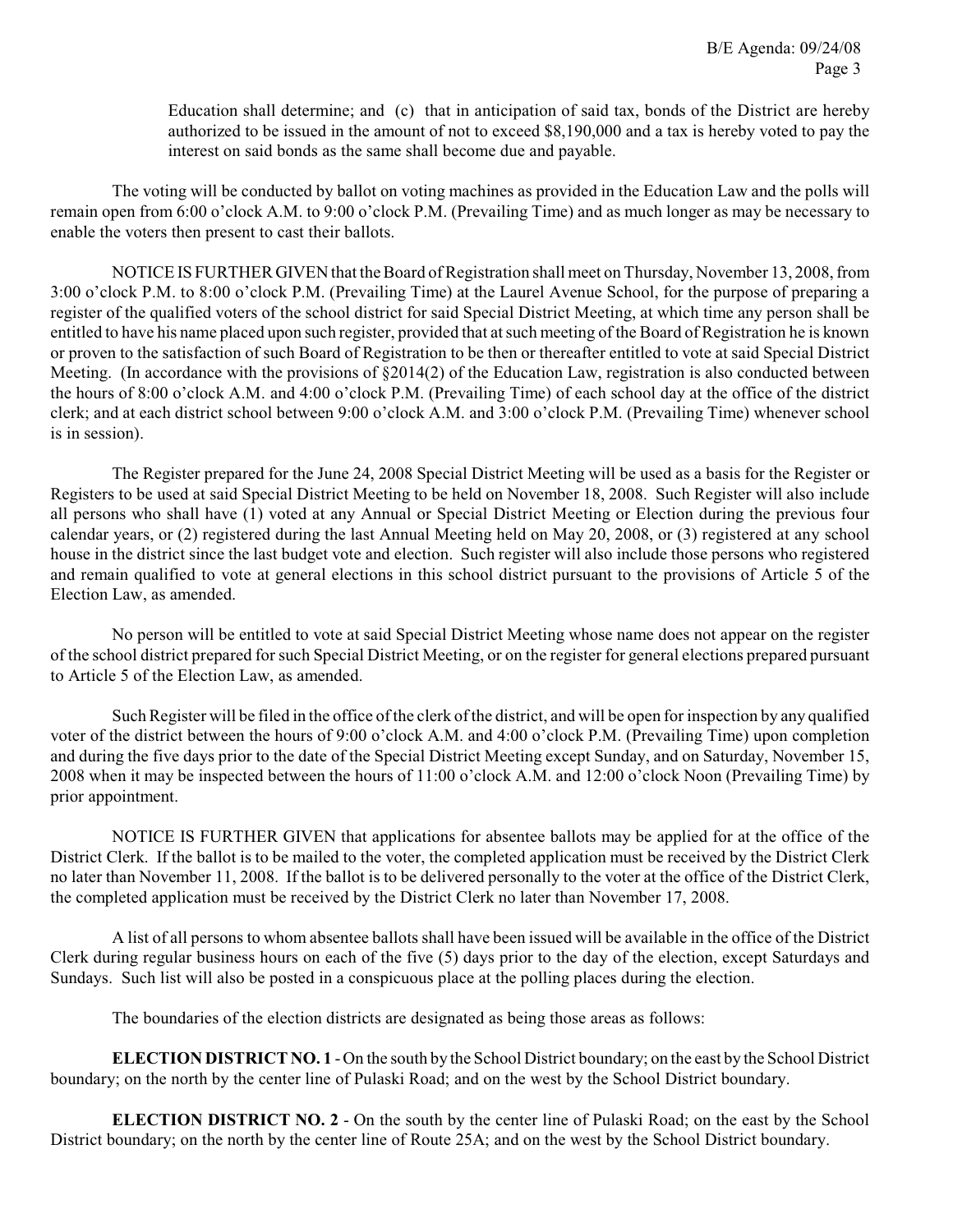Education shall determine; and (c) that in anticipation of said tax, bonds of the District are hereby authorized to be issued in the amount of not to exceed $8,190,000 and a tax is hereby voted to pay the interest on said bonds as the same shall become due and payable.

The voting will be conducted by ballot on voting machines as provided in the Education Law and the polls will remain open from 6:00 o'clock A.M. to 9:00 o'clock P.M. (Prevailing Time) and as much longer as may be necessary to enable the voters then present to cast their ballots.

NOTICE IS FURTHER GIVEN that the Board of Registration shall meet on Thursday, November 13, 2008, from 3:00 o'clock P.M. to 8:00 o'clock P.M. (Prevailing Time) at the Laurel Avenue School, for the purpose of preparing a register of the qualified voters of the school district for said Special District Meeting, at which time any person shall be entitled to have his name placed upon such register, provided that at such meeting of the Board of Registration he is known or proven to the satisfaction of such Board of Registration to be then or thereafter entitled to vote at said Special District Meeting. (In accordance with the provisions of §2014(2) of the Education Law, registration is also conducted between the hours of 8:00 o'clock A.M. and 4:00 o'clock P.M. (Prevailing Time) of each school day at the office of the district clerk; and at each district school between 9:00 o'clock A.M. and 3:00 o'clock P.M. (Prevailing Time) whenever school is in session).

The Register prepared for the June 24, 2008 Special District Meeting will be used as a basis for the Register or Registers to be used at said Special District Meeting to be held on November 18, 2008. Such Register will also include all persons who shall have (1) voted at any Annual or Special District Meeting or Election during the previous four calendar years, or (2) registered during the last Annual Meeting held on May 20, 2008, or (3) registered at any school house in the district since the last budget vote and election. Such register will also include those persons who registered and remain qualified to vote at general elections in this school district pursuant to the provisions of Article 5 of the Election Law, as amended.

No person will be entitled to vote at said Special District Meeting whose name does not appear on the register of the school district prepared for such Special District Meeting, or on the register for general elections prepared pursuant to Article 5 of the Election Law, as amended.

Such Register will be filed in the office of the clerk of the district, and will be open for inspection by any qualified voter of the district between the hours of 9:00 o'clock A.M. and 4:00 o'clock P.M. (Prevailing Time) upon completion and during the five days prior to the date of the Special District Meeting except Sunday, and on Saturday, November 15, 2008 when it may be inspected between the hours of 11:00 o'clock A.M. and 12:00 o'clock Noon (Prevailing Time) by prior appointment.

NOTICE IS FURTHER GIVEN that applications for absentee ballots may be applied for at the office of the District Clerk. If the ballot is to be mailed to the voter, the completed application must be received by the District Clerk no later than November 11, 2008. If the ballot is to be delivered personally to the voter at the office of the District Clerk, the completed application must be received by the District Clerk no later than November 17, 2008.

A list of all persons to whom absentee ballots shall have been issued will be available in the office of the District Clerk during regular business hours on each of the five (5) days prior to the day of the election, except Saturdays and Sundays. Such list will also be posted in a conspicuous place at the polling places during the election.

The boundaries of the election districts are designated as being those areas as follows:

**ELECTION DISTRICT NO. 1** - On the south by the School District boundary; on the east by the School District boundary; on the north by the center line of Pulaski Road; and on the west by the School District boundary.

**ELECTION DISTRICT NO. 2** - On the south by the center line of Pulaski Road; on the east by the School District boundary; on the north by the center line of Route 25A; and on the west by the School District boundary.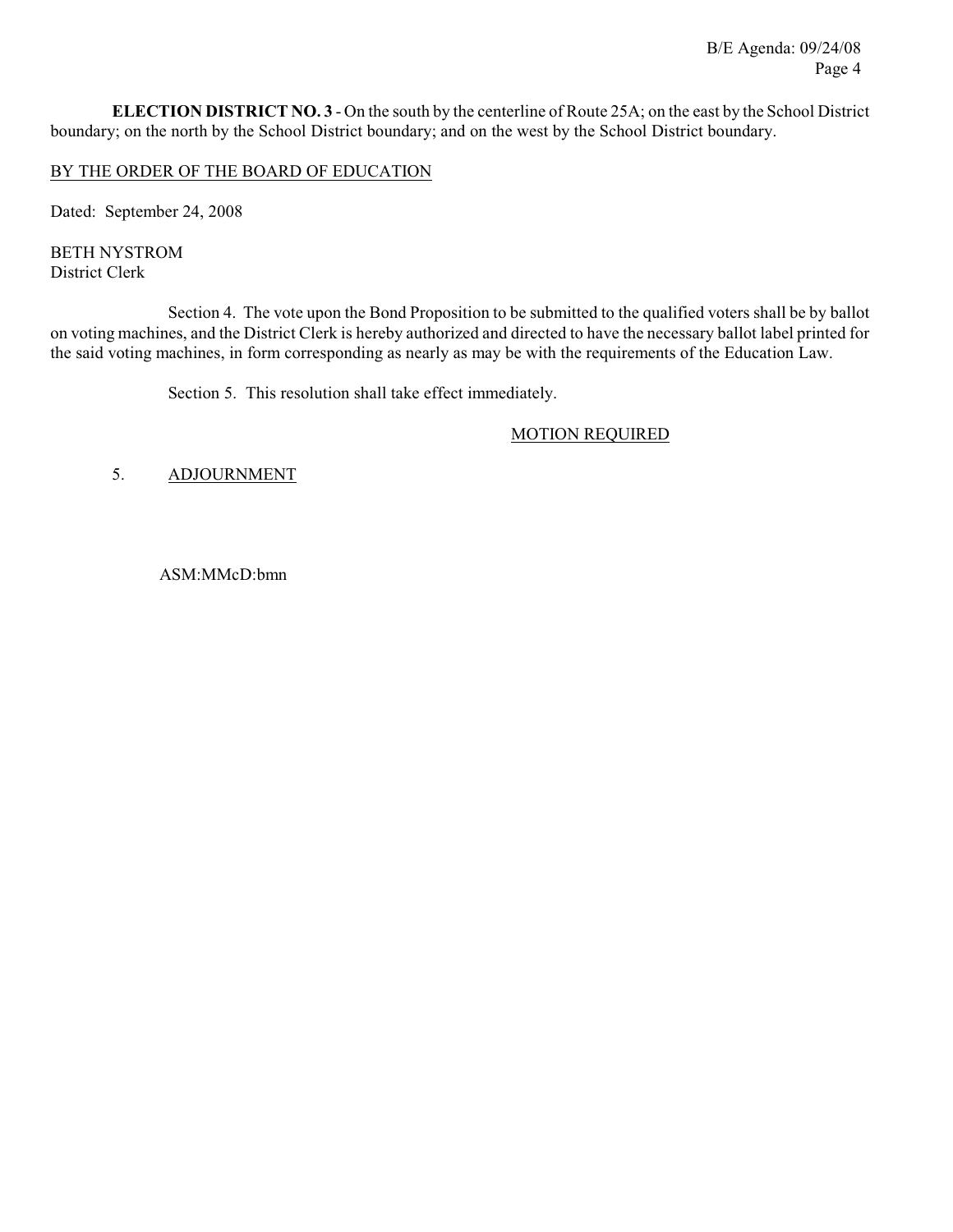**ELECTION DISTRICT NO. 3** - On the south by the centerline of Route 25A; on the east by the School District boundary; on the north by the School District boundary; and on the west by the School District boundary.

BY THE ORDER OF THE BOARD OF EDUCATION

Dated: September 24, 2008

BETH NYSTROM
District Clerk

Section 4. The vote upon the Bond Proposition to be submitted to the qualified voters shall be by ballot on voting machines, and the District Clerk is hereby authorized and directed to have the necessary ballot label printed for the said voting machines, in form corresponding as nearly as may be with the requirements of the Education Law.

Section 5. This resolution shall take effect immediately.

MOTION REQUIRED

5. ADJOURNMENT

ASM:MMcD:bmn